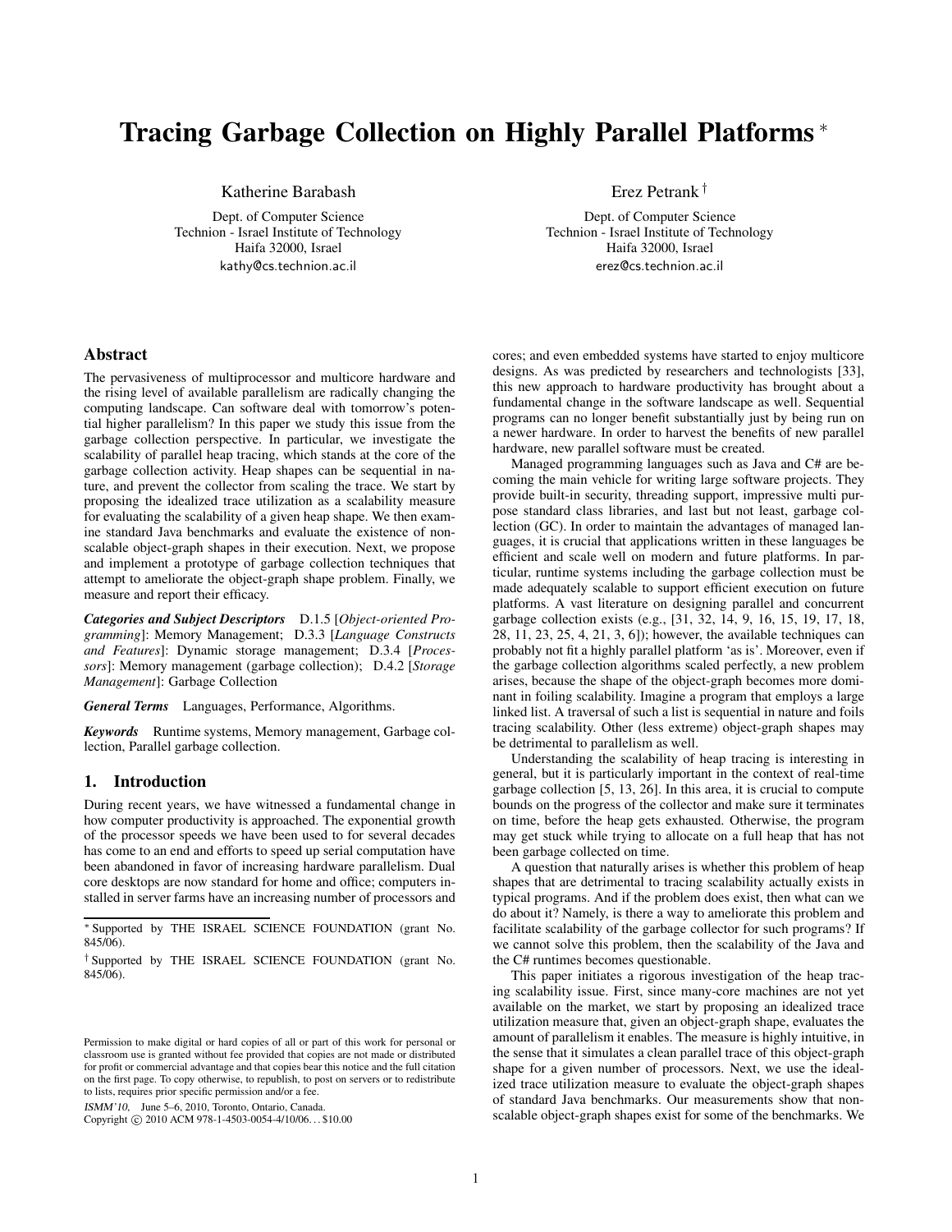# Tracing Garbage Collection on Highly Parallel Platforms *

Katherine Barabash

Dept. of Computer Science
Technion - Israel Institute of Technology
Haifa 32000, Israel
kathy@cs.technion.ac.il

Erez Petrank †

Dept. of Computer Science
Technion - Israel Institute of Technology
Haifa 32000, Israel
erez@cs.technion.ac.il

## Abstract

The pervasiveness of multiprocessor and multicore hardware and the rising level of available parallelism are radically changing the computing landscape. Can software deal with tomorrow's potential higher parallelism? In this paper we study this issue from the garbage collection perspective. In particular, we investigate the scalability of parallel heap tracing, which stands at the core of the garbage collection activity. Heap shapes can be sequential in nature, and prevent the collector from scaling the trace. We start by proposing the idealized trace utilization as a scalability measure for evaluating the scalability of a given heap shape. We then examine standard Java benchmarks and evaluate the existence of non-scalable object-graph shapes in their execution. Next, we propose and implement a prototype of garbage collection techniques that attempt to ameliorate the object-graph shape problem. Finally, we measure and report their efficacy.

***Categories and Subject Descriptors*** D.1.5 [*Object-oriented Programming*]: Memory Management; D.3.3 [*Language Constructs and Features*]: Dynamic storage management; D.3.4 [*Processors*]: Memory management (garbage collection); D.4.2 [*Storage Management*]: Garbage Collection

***General Terms*** Languages, Performance, Algorithms.

***Keywords*** Runtime systems, Memory management, Garbage collection, Parallel garbage collection.

## 1. Introduction

During recent years, we have witnessed a fundamental change in how computer productivity is approached. The exponential growth of the processor speeds we have been used to for several decades has come to an end and efforts to speed up serial computation have been abandoned in favor of increasing hardware parallelism. Dual core desktops are now standard for home and office; computers installed in server farms have an increasing number of processors and cores; and even embedded systems have started to enjoy multicore designs. As was predicted by researchers and technologists [33], this new approach to hardware productivity has brought about a fundamental change in the software landscape as well. Sequential programs can no longer benefit substantially just by being run on a newer hardware. In order to harvest the benefits of new parallel hardware, new parallel software must be created.

Managed programming languages such as Java and C# are becoming the main vehicle for writing large software projects. They provide built-in security, threading support, impressive multi purpose standard class libraries, and last but not least, garbage collection (GC). In order to maintain the advantages of managed languages, it is crucial that applications written in these languages be efficient and scale well on modern and future platforms. In particular, runtime systems including the garbage collection must be made adequately scalable to support efficient execution on future platforms. A vast literature on designing parallel and concurrent garbage collection exists (e.g., [31, 32, 14, 9, 16, 15, 19, 17, 18, 28, 11, 23, 25, 4, 21, 3, 6]); however, the available techniques can probably not fit a highly parallel platform 'as is'. Moreover, even if the garbage collection algorithms scaled perfectly, a new problem arises, because the shape of the object-graph becomes more dominant in foiling scalability. Imagine a program that employs a large linked list. A traversal of such a list is sequential in nature and foils tracing scalability. Other (less extreme) object-graph shapes may be detrimental to parallelism as well.

Understanding the scalability of heap tracing is interesting in general, but it is particularly important in the context of real-time garbage collection [5, 13, 26]. In this area, it is crucial to compute bounds on the progress of the collector and make sure it terminates on time, before the heap gets exhausted. Otherwise, the program may get stuck while trying to allocate on a full heap that has not been garbage collected on time.

A question that naturally arises is whether this problem of heap shapes that are detrimental to tracing scalability actually exists in typical programs. And if the problem does exist, then what can we do about it? Namely, is there a way to ameliorate this problem and facilitate scalability of the garbage collector for such programs? If we cannot solve this problem, then the scalability of the Java and the C# runtimes becomes questionable.

This paper initiates a rigorous investigation of the heap tracing scalability issue. First, since many-core machines are not yet available on the market, we start by proposing an idealized trace utilization measure that, given an object-graph shape, evaluates the amount of parallelism it enables. The measure is highly intuitive, in the sense that it simulates a clean parallel trace of this object-graph shape for a given number of processors. Next, we use the idealized trace utilization measure to evaluate the object-graph shapes of standard Java benchmarks. Our measurements show that non-scalable object-graph shapes exist for some of the benchmarks. We

* Supported by THE ISRAEL SCIENCE FOUNDATION (grant No. 845/06).

† Supported by THE ISRAEL SCIENCE FOUNDATION (grant No. 845/06).

Permission to make digital or hard copies of all or part of this work for personal or classroom use is granted without fee provided that copies are not made or distributed for profit or commercial advantage and that copies bear this notice and the full citation on the first page. To copy otherwise, to republish, to post on servers or to redistribute to lists, requires prior specific permission and/or a fee.

*ISMM'10,* June 5–6, 2010, Toronto, Ontario, Canada.
Copyright © 2010 ACM 978-1-4503-0054-4/10/06... $10.00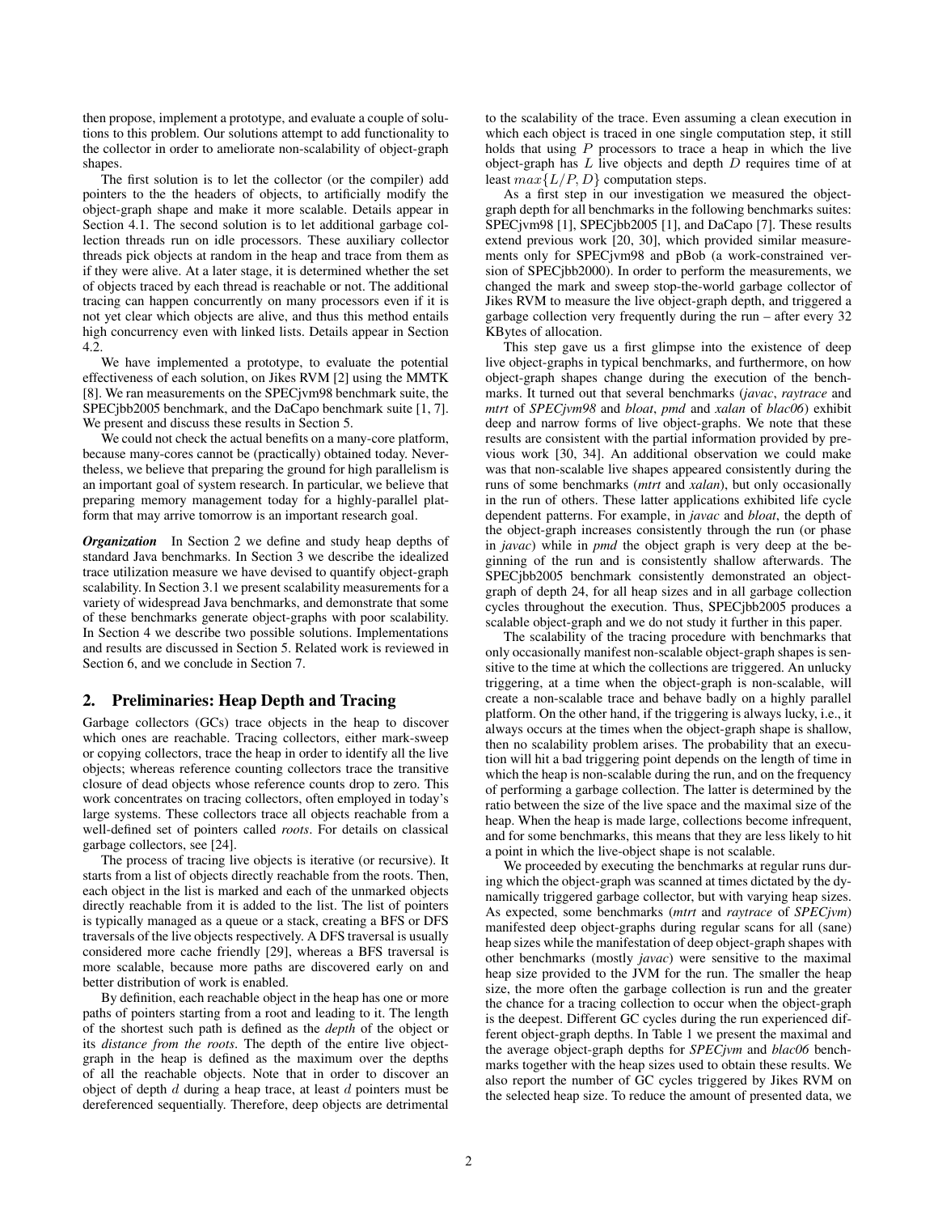then propose, implement a prototype, and evaluate a couple of solutions to this problem. Our solutions attempt to add functionality to the collector in order to ameliorate non-scalability of object-graph shapes.

The first solution is to let the collector (or the compiler) add pointers to the the headers of objects, to artificially modify the object-graph shape and make it more scalable. Details appear in Section 4.1. The second solution is to let additional garbage collection threads run on idle processors. These auxiliary collector threads pick objects at random in the heap and trace from them as if they were alive. At a later stage, it is determined whether the set of objects traced by each thread is reachable or not. The additional tracing can happen concurrently on many processors even if it is not yet clear which objects are alive, and thus this method entails high concurrency even with linked lists. Details appear in Section 4.2.

We have implemented a prototype, to evaluate the potential effectiveness of each solution, on Jikes RVM [2] using the MMTK [8]. We ran measurements on the SPECjvm98 benchmark suite, the SPECjbb2005 benchmark, and the DaCapo benchmark suite [1, 7]. We present and discuss these results in Section 5.

We could not check the actual benefits on a many-core platform, because many-cores cannot be (practically) obtained today. Nevertheless, we believe that preparing the ground for high parallelism is an important goal of system research. In particular, we believe that preparing memory management today for a highly-parallel platform that may arrive tomorrow is an important research goal.

***Organization*** In Section 2 we define and study heap depths of standard Java benchmarks. In Section 3 we describe the idealized trace utilization measure we have devised to quantify object-graph scalability. In Section 3.1 we present scalability measurements for a variety of widespread Java benchmarks, and demonstrate that some of these benchmarks generate object-graphs with poor scalability. In Section 4 we describe two possible solutions. Implementations and results are discussed in Section 5. Related work is reviewed in Section 6, and we conclude in Section 7.

## 2. Preliminaries: Heap Depth and Tracing

Garbage collectors (GCs) trace objects in the heap to discover which ones are reachable. Tracing collectors, either mark-sweep or copying collectors, trace the heap in order to identify all the live objects; whereas reference counting collectors trace the transitive closure of dead objects whose reference counts drop to zero. This work concentrates on tracing collectors, often employed in today's large systems. These collectors trace all objects reachable from a well-defined set of pointers called *roots*. For details on classical garbage collectors, see [24].

The process of tracing live objects is iterative (or recursive). It starts from a list of objects directly reachable from the roots. Then, each object in the list is marked and each of the unmarked objects directly reachable from it is added to the list. The list of pointers is typically managed as a queue or a stack, creating a BFS or DFS traversals of the live objects respectively. A DFS traversal is usually considered more cache friendly [29], whereas a BFS traversal is more scalable, because more paths are discovered early on and better distribution of work is enabled.

By definition, each reachable object in the heap has one or more paths of pointers starting from a root and leading to it. The length of the shortest such path is defined as the *depth* of the object or its *distance from the roots*. The depth of the entire live object-graph in the heap is defined as the maximum over the depths of all the reachable objects. Note that in order to discover an object of depth $d$ during a heap trace, at least $d$ pointers must be dereferenced sequentially. Therefore, deep objects are detrimental to the scalability of the trace. Even assuming a clean execution in which each object is traced in one single computation step, it still holds that using $P$ processors to trace a heap in which the live object-graph has $L$ live objects and depth $D$ requires time of at least $max\{L/P, D\}$ computation steps.

As a first step in our investigation we measured the object-graph depth for all benchmarks in the following benchmarks suites: SPECjvm98 [1], SPECjbb2005 [1], and DaCapo [7]. These results extend previous work [20, 30], which provided similar measurements only for SPECjvm98 and pBob (a work-constrained version of SPECjbb2000). In order to perform the measurements, we changed the mark and sweep stop-the-world garbage collector of Jikes RVM to measure the live object-graph depth, and triggered a garbage collection very frequently during the run – after every 32 KBytes of allocation.

This step gave us a first glimpse into the existence of deep live object-graphs in typical benchmarks, and furthermore, on how object-graph shapes change during the execution of the benchmarks. It turned out that several benchmarks (*javac*, *raytrace* and *mtrt* of *SPECjvm98* and *bloat*, *pmd* and *xalan* of *blac06*) exhibit deep and narrow forms of live object-graphs. We note that these results are consistent with the partial information provided by previous work [30, 34]. An additional observation we could make was that non-scalable live shapes appeared consistently during the runs of some benchmarks (*mtrt* and *xalan*), but only occasionally in the run of others. These latter applications exhibited life cycle dependent patterns. For example, in *javac* and *bloat*, the depth of the object-graph increases consistently through the run (or phase in *javac*) while in *pmd* the object graph is very deep at the beginning of the run and is consistently shallow afterwards. The SPECjbb2005 benchmark consistently demonstrated an object-graph of depth 24, for all heap sizes and in all garbage collection cycles throughout the execution. Thus, SPECjbb2005 produces a scalable object-graph and we do not study it further in this paper.

The scalability of the tracing procedure with benchmarks that only occasionally manifest non-scalable object-graph shapes is sensitive to the time at which the collections are triggered. An unlucky triggering, at a time when the object-graph is non-scalable, will create a non-scalable trace and behave badly on a highly parallel platform. On the other hand, if the triggering is always lucky, i.e., it always occurs at the times when the object-graph shape is shallow, then no scalability problem arises. The probability that an execution will hit a bad triggering point depends on the length of time in which the heap is non-scalable during the run, and on the frequency of performing a garbage collection. The latter is determined by the ratio between the size of the live space and the maximal size of the heap. When the heap is made large, collections become infrequent, and for some benchmarks, this means that they are less likely to hit a point in which the live-object shape is not scalable.

We proceeded by executing the benchmarks at regular runs during which the object-graph was scanned at times dictated by the dynamically triggered garbage collector, but with varying heap sizes. As expected, some benchmarks (*mtrt* and *raytrace* of *SPECjvm*) manifested deep object-graphs during regular scans for all (sane) heap sizes while the manifestation of deep object-graph shapes with other benchmarks (mostly *javac*) were sensitive to the maximal heap size provided to the JVM for the run. The smaller the heap size, the more often the garbage collection is run and the greater the chance for a tracing collection to occur when the object-graph is the deepest. Different GC cycles during the run experienced different object-graph depths. In Table 1 we present the maximal and the average object-graph depths for *SPECjvm* and *blac06* benchmarks together with the heap sizes used to obtain these results. We also report the number of GC cycles triggered by Jikes RVM on the selected heap size. To reduce the amount of presented data, we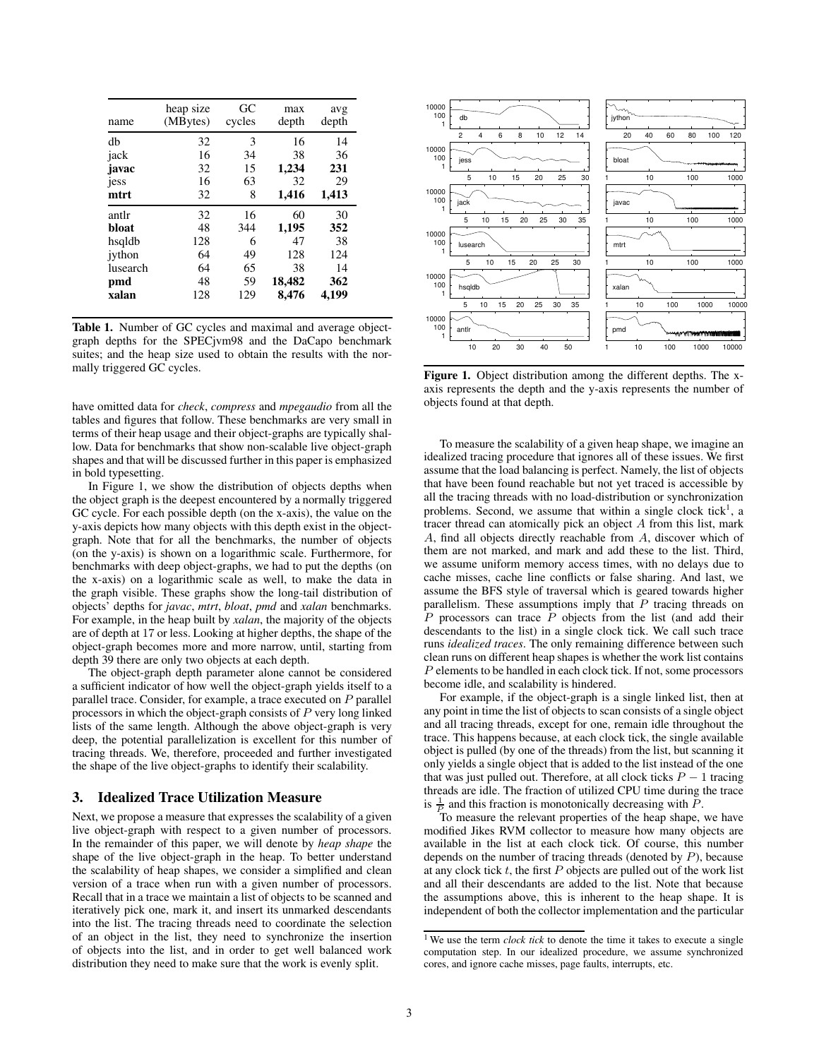| name | heap size (MBytes) | GC cycles | max depth | avg depth |
|---|---|---|---|---|
| db | 32 | 3 | 16 | 14 |
| jack | 16 | 34 | 38 | 36 |
| **javac** | 32 | 15 | **1,234** | **231** |
| jess | 16 | 63 | 32 | 29 |
| **mtrt** | 32 | 8 | **1,416** | **1,413** |
| antlr | 32 | 16 | 60 | 30 |
| **bloat** | 48 | 344 | **1,195** | **352** |
| hsqldb | 128 | 6 | 47 | 38 |
| jython | 64 | 49 | 128 | 124 |
| lusearch | 64 | 65 | 38 | 14 |
| **pmd** | 48 | 59 | **18,482** | **362** |
| **xalan** | 128 | 129 | **8,476** | **4,199** |

**Table 1.** Number of GC cycles and maximal and average object-graph depths for the SPECjvm98 and the DaCapo benchmark suites; and the heap size used to obtain the results with the normally triggered GC cycles.

have omitted data for *check*, *compress* and *mpegaudio* from all the tables and figures that follow. These benchmarks are very small in terms of their heap usage and their object-graphs are typically shallow. Data for benchmarks that show non-scalable live object-graph shapes and that will be discussed further in this paper is emphasized in bold typesetting.

In Figure 1, we show the distribution of objects depths when the object graph is the deepest encountered by a normally triggered GC cycle. For each possible depth (on the x-axis), the value on the y-axis depicts how many objects with this depth exist in the object-graph. Note that for all the benchmarks, the number of objects (on the y-axis) is shown on a logarithmic scale. Furthermore, for benchmarks with deep object-graphs, we had to put the depths (on the x-axis) on a logarithmic scale as well, to make the data in the graph visible. These graphs show the long-tail distribution of objects' depths for *javac*, *mtrt*, *bloat*, *pmd* and *xalan* benchmarks. For example, in the heap built by *xalan*, the majority of the objects are of depth at 17 or less. Looking at higher depths, the shape of the object-graph becomes more and more narrow, until, starting from depth 39 there are only two objects at each depth.

The object-graph depth parameter alone cannot be considered a sufficient indicator of how well the object-graph yields itself to a parallel trace. Consider, for example, a trace executed on $P$ parallel processors in which the object-graph consists of $P$ very long linked lists of the same length. Although the above object-graph is very deep, the potential parallelization is excellent for this number of tracing threads. We, therefore, proceeded and further investigated the shape of the live object-graphs to identify their scalability.

## 3. Idealized Trace Utilization Measure

Next, we propose a measure that expresses the scalability of a given live object-graph with respect to a given number of processors. In the remainder of this paper, we will denote by *heap shape* the shape of the live object-graph in the heap. To better understand the scalability of heap shapes, we consider a simplified and clean version of a trace when run with a given number of processors. Recall that in a trace we maintain a list of objects to be scanned and iteratively pick one, mark it, and insert its unmarked descendants into the list. The tracing threads need to coordinate the selection of an object in the list, they need to synchronize the insertion of objects into the list, and in order to get well balanced work distribution they need to make sure that the work is evenly split.

**Figure 1.** Object distribution among the different depths. The x-axis represents the depth and the y-axis represents the number of objects found at that depth.

To measure the scalability of a given heap shape, we imagine an idealized tracing procedure that ignores all of these issues. We first assume that the load balancing is perfect. Namely, the list of objects that have been found reachable but not yet traced is accessible by all the tracing threads with no load-distribution or synchronization problems. Second, we assume that within a single clock tick[1], a tracer thread can atomically pick an object $A$ from this list, mark $A$, find all objects directly reachable from $A$, discover which of them are not marked, and mark and add these to the list. Third, we assume uniform memory access times, with no delays due to cache misses, cache line conflicts or false sharing. And last, we assume the BFS style of traversal which is geared towards higher parallelism. These assumptions imply that $P$ tracing threads on $P$ processors can trace $P$ objects from the list (and add their descendants to the list) in a single clock tick. We call such trace runs *idealized traces*. The only remaining difference between such clean runs on different heap shapes is whether the work list contains $P$ elements to be handled in each clock tick. If not, some processors become idle, and scalability is hindered.

For example, if the object-graph is a single linked list, then at any point in time the list of objects to scan consists of a single object and all tracing threads, except for one, remain idle throughout the trace. This happens because, at each clock tick, the single available object is pulled (by one of the threads) from the list, but scanning it only yields a single object that is added to the list instead of the one that was just pulled out. Therefore, at all clock ticks $P-1$ tracing threads are idle. The fraction of utilized CPU time during the trace is $\frac{1}{P}$ and this fraction is monotonically decreasing with $P$.

To measure the relevant properties of the heap shape, we have modified Jikes RVM collector to measure how many objects are available in the list at each clock tick. Of course, this number depends on the number of tracing threads (denoted by $P$), because at any clock tick $t$, the first $P$ objects are pulled out of the work list and all their descendants are added to the list. Note that because the assumptions above, this is inherent to the heap shape. It is independent of both the collector implementation and the particular

[1] We use the term *clock tick* to denote the time it takes to execute a single computation step. In our idealized procedure, we assume synchronized cores, and ignore cache misses, page faults, interrupts, etc.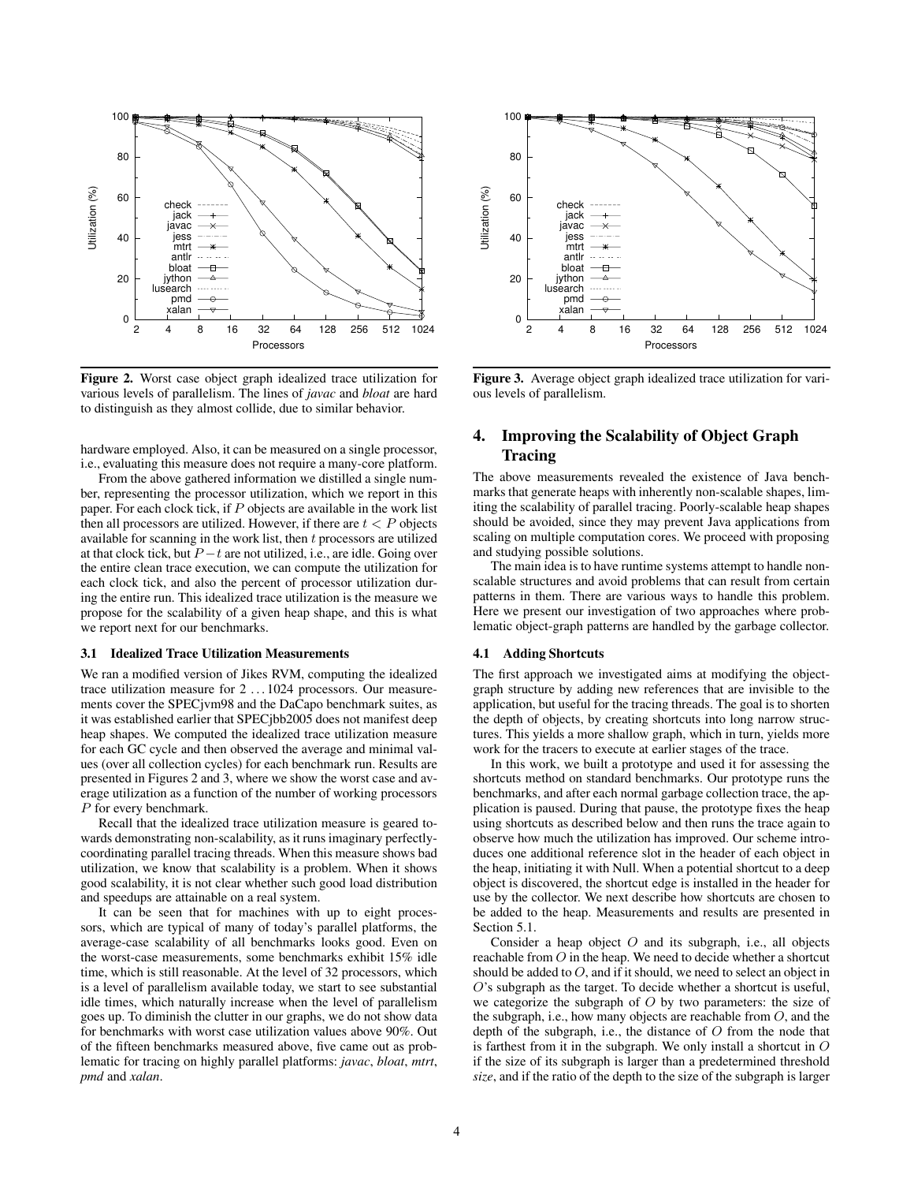**Figure 2.** Worst case object graph idealized trace utilization for various levels of parallelism. The lines of *javac* and *bloat* are hard to distinguish as they almost collide, due to similar behavior.

**Figure 3.** Average object graph idealized trace utilization for various levels of parallelism.

hardware employed. Also, it can be measured on a single processor, i.e., evaluating this measure does not require a many-core platform.

From the above gathered information we distilled a single number, representing the processor utilization, which we report in this paper. For each clock tick, if $P$ objects are available in the work list then all processors are utilized. However, if there are $t < P$ objects available for scanning in the work list, then $t$ processors are utilized at that clock tick, but $P - t$ are not utilized, i.e., are idle. Going over the entire clean trace execution, we can compute the utilization for each clock tick, and also the percent of processor utilization during the entire run. This idealized trace utilization is the measure we propose for the scalability of a given heap shape, and this is what we report next for our benchmarks.

### 3.1 Idealized Trace Utilization Measurements

We ran a modified version of Jikes RVM, computing the idealized trace utilization measure for $2 \ldots 1024$ processors. Our measurements cover the SPECjvm98 and the DaCapo benchmark suites, as it was established earlier that SPECjbb2005 does not manifest deep heap shapes. We computed the idealized trace utilization measure for each GC cycle and then observed the average and minimal values (over all collection cycles) for each benchmark run. Results are presented in Figures 2 and 3, where we show the worst case and average utilization as a function of the number of working processors $P$ for every benchmark.

Recall that the idealized trace utilization measure is geared towards demonstrating non-scalability, as it runs imaginary perfectly-coordinating parallel tracing threads. When this measure shows bad utilization, we know that scalability is a problem. When it shows good scalability, it is not clear whether such good load distribution and speedups are attainable on a real system.

It can be seen that for machines with up to eight processors, which are typical of many of today's parallel platforms, the average-case scalability of all benchmarks looks good. Even on the worst-case measurements, some benchmarks exhibit 15% idle time, which is still reasonable. At the level of 32 processors, which is a level of parallelism available today, we start to see substantial idle times, which naturally increase when the level of parallelism goes up. To diminish the clutter in our graphs, we do not show data for benchmarks with worst case utilization values above 90%. Out of the fifteen benchmarks measured above, five came out as problematic for tracing on highly parallel platforms: *javac*, *bloat*, *mtrt*, *pmd* and *xalan*.

## 4. Improving the Scalability of Object Graph Tracing

The above measurements revealed the existence of Java benchmarks that generate heaps with inherently non-scalable shapes, limiting the scalability of parallel tracing. Poorly-scalable heap shapes should be avoided, since they may prevent Java applications from scaling on multiple computation cores. We proceed with proposing and studying possible solutions.

The main idea is to have runtime systems attempt to handle non-scalable structures and avoid problems that can result from certain patterns in them. There are various ways to handle this problem. Here we present our investigation of two approaches where problematic object-graph patterns are handled by the garbage collector.

### 4.1 Adding Shortcuts

The first approach we investigated aims at modifying the object-graph structure by adding new references that are invisible to the application, but useful for the tracing threads. The goal is to shorten the depth of objects, by creating shortcuts into long narrow structures. This yields a more shallow graph, which in turn, yields more work for the tracers to execute at earlier stages of the trace.

In this work, we built a prototype and used it for assessing the shortcuts method on standard benchmarks. Our prototype runs the benchmarks, and after each normal garbage collection trace, the application is paused. During that pause, the prototype fixes the heap using shortcuts as described below and then runs the trace again to observe how much the utilization has improved. Our scheme introduces one additional reference slot in the header of each object in the heap, initiating it with Null. When a potential shortcut to a deep object is discovered, the shortcut edge is installed in the header for use by the collector. We next describe how shortcuts are chosen to be added to the heap. Measurements and results are presented in Section 5.1.

Consider a heap object $O$ and its subgraph, i.e., all objects reachable from $O$ in the heap. We need to decide whether a shortcut should be added to $O$, and if it should, we need to select an object in $O$'s subgraph as the target. To decide whether a shortcut is useful, we categorize the subgraph of $O$ by two parameters: the size of the subgraph, i.e., how many objects are reachable from $O$, and the depth of the subgraph, i.e., the distance of $O$ from the node that is farthest from it in the subgraph. We only install a shortcut in $O$ if the size of its subgraph is larger than a predetermined threshold *size*, and if the ratio of the depth to the size of the subgraph is larger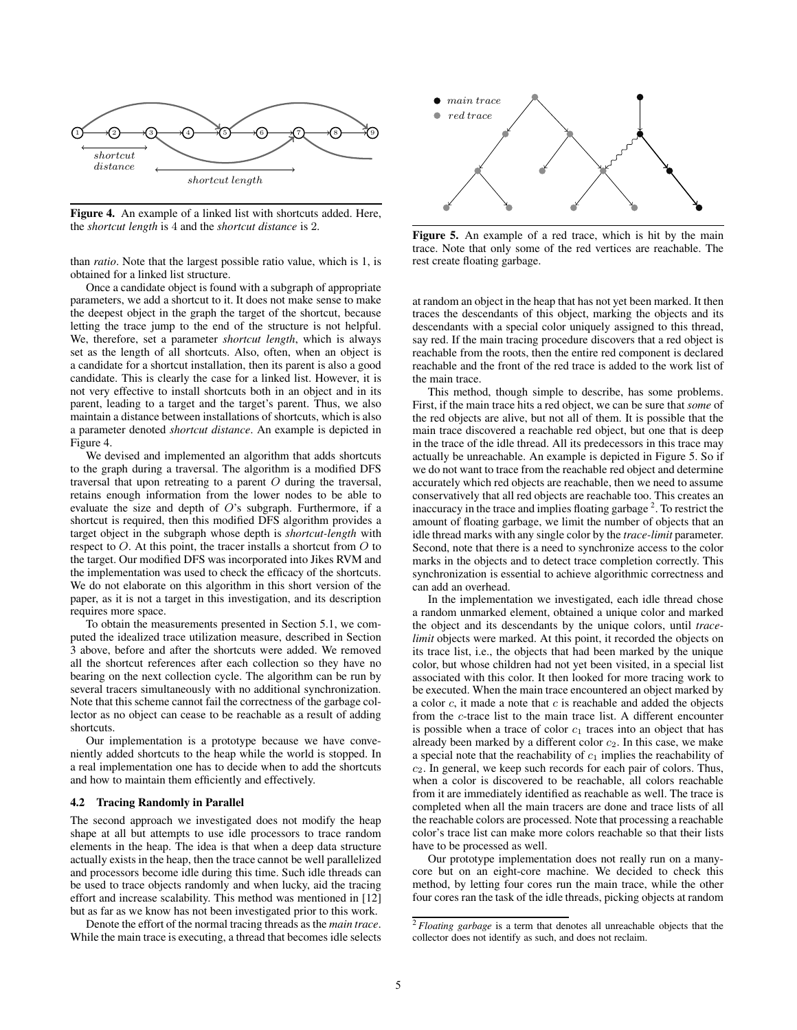**Figure 4.** An example of a linked list with shortcuts added. Here, the *shortcut length* is 4 and the *shortcut distance* is 2.

than *ratio*. Note that the largest possible ratio value, which is 1, is obtained for a linked list structure.

Once a candidate object is found with a subgraph of appropriate parameters, we add a shortcut to it. It does not make sense to make the deepest object in the graph the target of the shortcut, because letting the trace jump to the end of the structure is not helpful. We, therefore, set a parameter *shortcut length*, which is always set as the length of all shortcuts. Also, often, when an object is a candidate for a shortcut installation, then its parent is also a good candidate. This is clearly the case for a linked list. However, it is not very effective to install shortcuts both in an object and in its parent, leading to a target and the target's parent. Thus, we also maintain a distance between installations of shortcuts, which is also a parameter denoted *shortcut distance*. An example is depicted in Figure 4.

We devised and implemented an algorithm that adds shortcuts to the graph during a traversal. The algorithm is a modified DFS traversal that upon retreating to a parent $O$ during the traversal, retains enough information from the lower nodes to be able to evaluate the size and depth of $O$'s subgraph. Furthermore, if a shortcut is required, then this modified DFS algorithm provides a target object in the subgraph whose depth is *shortcut-length* with respect to $O$. At this point, the tracer installs a shortcut from $O$ to the target. Our modified DFS was incorporated into Jikes RVM and the implementation was used to check the efficacy of the shortcuts. We do not elaborate on this algorithm in this short version of the paper, as it is not a target in this investigation, and its description requires more space.

To obtain the measurements presented in Section 5.1, we computed the idealized trace utilization measure, described in Section 3 above, before and after the shortcuts were added. We removed all the shortcut references after each collection so they have no bearing on the next collection cycle. The algorithm can be run by several tracers simultaneously with no additional synchronization. Note that this scheme cannot fail the correctness of the garbage collector as no object can cease to be reachable as a result of adding shortcuts.

Our implementation is a prototype because we have conveniently added shortcuts to the heap while the world is stopped. In a real implementation one has to decide when to add the shortcuts and how to maintain them efficiently and effectively.

### 4.2 Tracing Randomly in Parallel

The second approach we investigated does not modify the heap shape at all but attempts to use idle processors to trace random elements in the heap. The idea is that when a deep data structure actually exists in the heap, then the trace cannot be well parallelized and processors become idle during this time. Such idle threads can be used to trace objects randomly and when lucky, aid the tracing effort and increase scalability. This method was mentioned in [12] but as far as we know has not been investigated prior to this work.

Denote the effort of the normal tracing threads as the *main trace*. While the main trace is executing, a thread that becomes idle selects at random an object in the heap that has not yet been marked. It then traces the descendants of this object, marking the objects and its descendants with a special color uniquely assigned to this thread, say red. If the main tracing procedure discovers that a red object is reachable from the roots, then the entire red component is declared reachable and the front of the red trace is added to the work list of the main trace.

**Figure 5.** An example of a red trace, which is hit by the main trace. Note that only some of the red vertices are reachable. The rest create floating garbage.

This method, though simple to describe, has some problems. First, if the main trace hits a red object, we can be sure that *some* of the red objects are alive, but not all of them. It is possible that the main trace discovered a reachable red object, but one that is deep in the trace of the idle thread. All its predecessors in this trace may actually be unreachable. An example is depicted in Figure 5. So if we do not want to trace from the reachable red object and determine accurately which red objects are reachable, then we need to assume conservatively that all red objects are reachable too. This creates an inaccuracy in the trace and implies floating garbage [2]. To restrict the amount of floating garbage, we limit the number of objects that an idle thread marks with any single color by the *trace-limit* parameter. Second, note that there is a need to synchronize access to the color marks in the objects and to detect trace completion correctly. This synchronization is essential to achieve algorithmic correctness and can add an overhead.

In the implementation we investigated, each idle thread chose a random unmarked element, obtained a unique color and marked the object and its descendants by the unique colors, until *trace-limit* objects were marked. At this point, it recorded the objects on its trace list, i.e., the objects that had been marked by the unique color, but whose children had not yet been visited, in a special list associated with this color. It then looked for more tracing work to be executed. When the main trace encountered an object marked by a color $c$, it made a note that $c$ is reachable and added the objects from the $c$-trace list to the main trace list. A different encounter is possible when a trace of color $c_1$ traces into an object that has already been marked by a different color $c_2$. In this case, we make a special note that the reachability of $c_1$ implies the reachability of $c_2$. In general, we keep such records for each pair of colors. Thus, when a color is discovered to be reachable, all colors reachable from it are immediately identified as reachable as well. The trace is completed when all the main tracers are done and trace lists of all the reachable colors are processed. Note that processing a reachable color's trace list can make more colors reachable so that their lists have to be processed as well.

Our prototype implementation does not really run on a many-core but on an eight-core machine. We decided to check this method, by letting four cores run the main trace, while the other four cores ran the task of the idle threads, picking objects at random

[2] *Floating garbage* is a term that denotes all unreachable objects that the collector does not identify as such, and does not reclaim.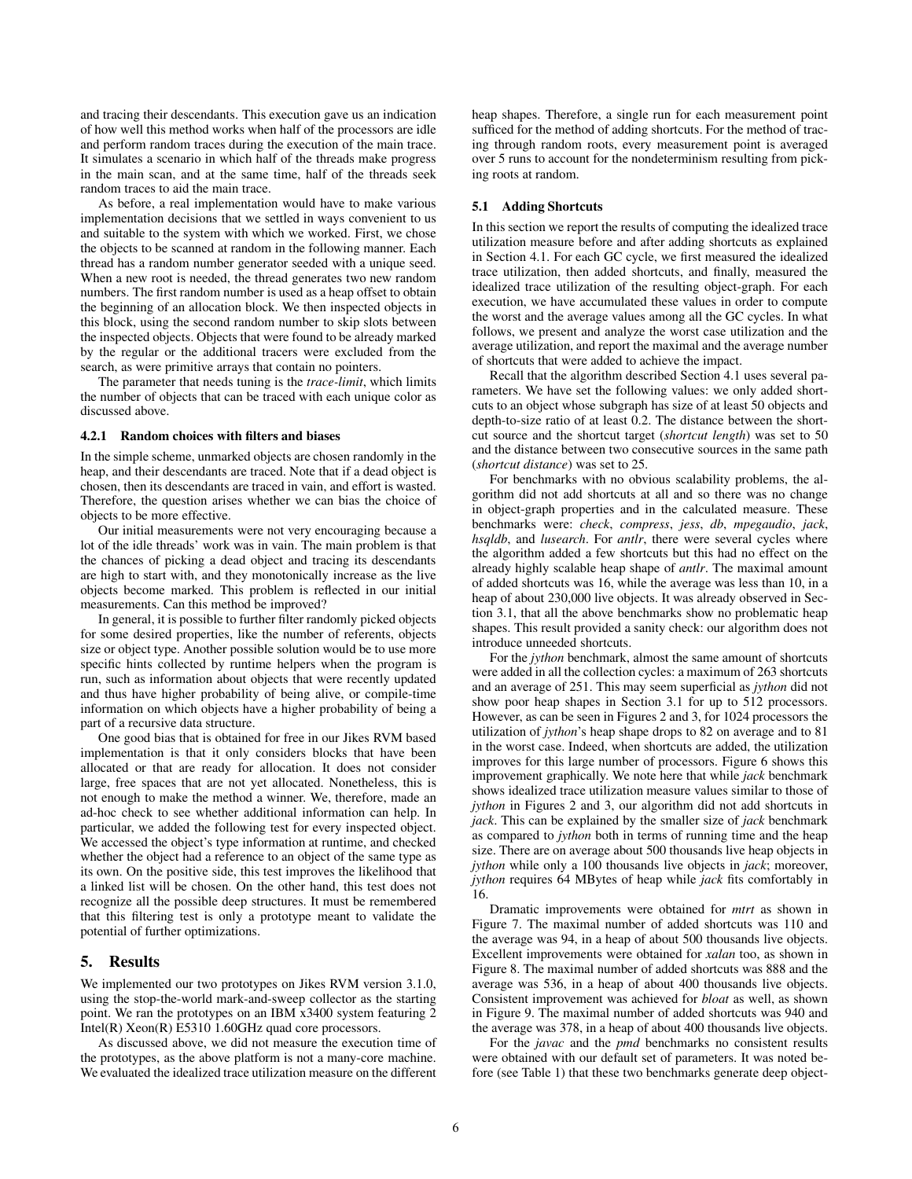and tracing their descendants. This execution gave us an indication of how well this method works when half of the processors are idle and perform random traces during the execution of the main trace. It simulates a scenario in which half of the threads make progress in the main scan, and at the same time, half of the threads seek random traces to aid the main trace.

As before, a real implementation would have to make various implementation decisions that we settled in ways convenient to us and suitable to the system with which we worked. First, we chose the objects to be scanned at random in the following manner. Each thread has a random number generator seeded with a unique seed. When a new root is needed, the thread generates two new random numbers. The first random number is used as a heap offset to obtain the beginning of an allocation block. We then inspected objects in this block, using the second random number to skip slots between the inspected objects. Objects that were found to be already marked by the regular or the additional tracers were excluded from the search, as were primitive arrays that contain no pointers.

The parameter that needs tuning is the *trace-limit*, which limits the number of objects that can be traced with each unique color as discussed above.

#### 4.2.1 Random choices with filters and biases

In the simple scheme, unmarked objects are chosen randomly in the heap, and their descendants are traced. Note that if a dead object is chosen, then its descendants are traced in vain, and effort is wasted. Therefore, the question arises whether we can bias the choice of objects to be more effective.

Our initial measurements were not very encouraging because a lot of the idle threads' work was in vain. The main problem is that the chances of picking a dead object and tracing its descendants are high to start with, and they monotonically increase as the live objects become marked. This problem is reflected in our initial measurements. Can this method be improved?

In general, it is possible to further filter randomly picked objects for some desired properties, like the number of referents, objects size or object type. Another possible solution would be to use more specific hints collected by runtime helpers when the program is run, such as information about objects that were recently updated and thus have higher probability of being alive, or compile-time information on which objects have a higher probability of being a part of a recursive data structure.

One good bias that is obtained for free in our Jikes RVM based implementation is that it only considers blocks that have been allocated or that are ready for allocation. It does not consider large, free spaces that are not yet allocated. Nonetheless, this is not enough to make the method a winner. We, therefore, made an ad-hoc check to see whether additional information can help. In particular, we added the following test for every inspected object. We accessed the object's type information at runtime, and checked whether the object had a reference to an object of the same type as its own. On the positive side, this test improves the likelihood that a linked list will be chosen. On the other hand, this test does not recognize all the possible deep structures. It must be remembered that this filtering test is only a prototype meant to validate the potential of further optimizations.

## 5. Results

We implemented our two prototypes on Jikes RVM version 3.1.0, using the stop-the-world mark-and-sweep collector as the starting point. We ran the prototypes on an IBM x3400 system featuring 2 Intel(R) Xeon(R) E5310 1.60GHz quad core processors.

As discussed above, we did not measure the execution time of the prototypes, as the above platform is not a many-core machine. We evaluated the idealized trace utilization measure on the different heap shapes. Therefore, a single run for each measurement point sufficed for the method of adding shortcuts. For the method of tracing through random roots, every measurement point is averaged over 5 runs to account for the nondeterminism resulting from picking roots at random.

### 5.1 Adding Shortcuts

In this section we report the results of computing the idealized trace utilization measure before and after adding shortcuts as explained in Section 4.1. For each GC cycle, we first measured the idealized trace utilization, then added shortcuts, and finally, measured the idealized trace utilization of the resulting object-graph. For each execution, we have accumulated these values in order to compute the worst and the average values among all the GC cycles. In what follows, we present and analyze the worst case utilization and the average utilization, and report the maximal and the average number of shortcuts that were added to achieve the impact.

Recall that the algorithm described Section 4.1 uses several parameters. We have set the following values: we only added shortcuts to an object whose subgraph has size of at least 50 objects and depth-to-size ratio of at least 0.2. The distance between the shortcut source and the shortcut target (*shortcut length*) was set to 50 and the distance between two consecutive sources in the same path (*shortcut distance*) was set to 25.

For benchmarks with no obvious scalability problems, the algorithm did not add shortcuts at all and so there was no change in object-graph properties and in the calculated measure. These benchmarks were: *check*, *compress*, *jess*, *db*, *mpegaudio*, *jack*, *hsqldb*, and *lusearch*. For *antlr*, there were several cycles where the algorithm added a few shortcuts but this had no effect on the already highly scalable heap shape of *antlr*. The maximal amount of added shortcuts was 16, while the average was less than 10, in a heap of about 230,000 live objects. It was already observed in Section 3.1, that all the above benchmarks show no problematic heap shapes. This result provided a sanity check: our algorithm does not introduce unneeded shortcuts.

For the *jython* benchmark, almost the same amount of shortcuts were added in all the collection cycles: a maximum of 263 shortcuts and an average of 251. This may seem superficial as *jython* did not show poor heap shapes in Section 3.1 for up to 512 processors. However, as can be seen in Figures 2 and 3, for 1024 processors the utilization of *jython*'s heap shape drops to 82 on average and to 81 in the worst case. Indeed, when shortcuts are added, the utilization improves for this large number of processors. Figure 6 shows this improvement graphically. We note here that while *jack* benchmark shows idealized trace utilization measure values similar to those of *jython* in Figures 2 and 3, our algorithm did not add shortcuts in *jack*. This can be explained by the smaller size of *jack* benchmark as compared to *jython* both in terms of running time and the heap size. There are on average about 500 thousands live heap objects in *jython* while only a 100 thousands live objects in *jack*; moreover, *jython* requires 64 MBytes of heap while *jack* fits comfortably in 16.

Dramatic improvements were obtained for *mtrt* as shown in Figure 7. The maximal number of added shortcuts was 110 and the average was 94, in a heap of about 500 thousands live objects. Excellent improvements were obtained for *xalan* too, as shown in Figure 8. The maximal number of added shortcuts was 888 and the average was 536, in a heap of about 400 thousands live objects. Consistent improvement was achieved for *bloat* as well, as shown in Figure 9. The maximal number of added shortcuts was 940 and the average was 378, in a heap of about 400 thousands live objects.

For the *javac* and the *pmd* benchmarks no consistent results were obtained with our default set of parameters. It was noted before (see Table 1) that these two benchmarks generate deep object-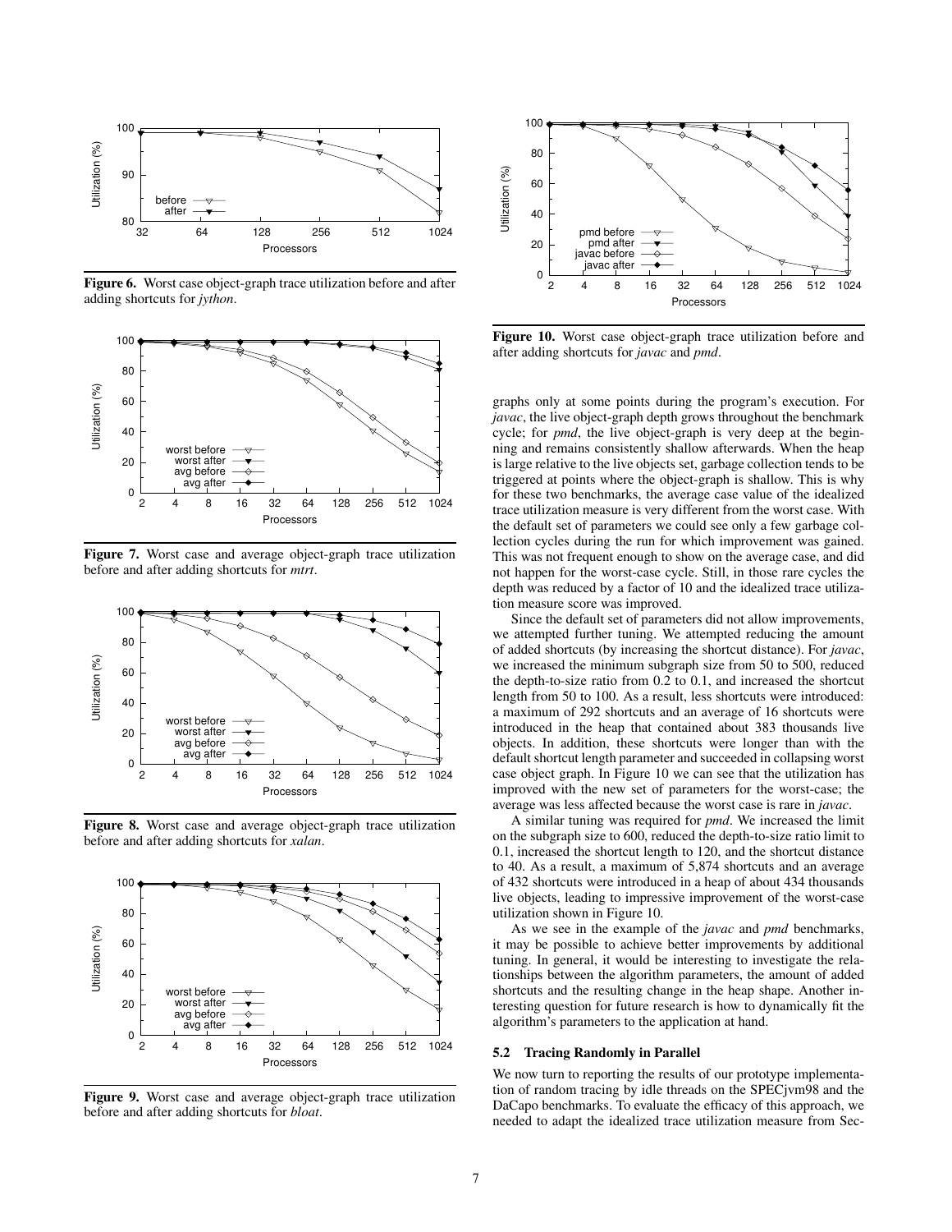Figure 6. Worst case object-graph trace utilization before and after adding shortcuts for *jython*.

Figure 7. Worst case and average object-graph trace utilization before and after adding shortcuts for *mtrt*.

Figure 8. Worst case and average object-graph trace utilization before and after adding shortcuts for *xalan*.

Figure 9. Worst case and average object-graph trace utilization before and after adding shortcuts for *bloat*.

Figure 10. Worst case object-graph trace utilization before and after adding shortcuts for *javac* and *pmd*.

graphs only at some points during the program's execution. For *javac*, the live object-graph depth grows throughout the benchmark cycle; for *pmd*, the live object-graph is very deep at the beginning and remains consistently shallow afterwards. When the heap is large relative to the live objects set, garbage collection tends to be triggered at points where the object-graph is shallow. This is why for these two benchmarks, the average case value of the idealized trace utilization measure is very different from the worst case. With the default set of parameters we could see only a few garbage collection cycles during the run for which improvement was gained. This was not frequent enough to show on the average case, and did not happen for the worst-case cycle. Still, in those rare cycles the depth was reduced by a factor of 10 and the idealized trace utilization measure score was improved.

Since the default set of parameters did not allow improvements, we attempted further tuning. We attempted reducing the amount of added shortcuts (by increasing the shortcut distance). For *javac*, we increased the minimum subgraph size from 50 to 500, reduced the depth-to-size ratio from 0.2 to 0.1, and increased the shortcut length from 50 to 100. As a result, less shortcuts were introduced: a maximum of 292 shortcuts and an average of 16 shortcuts were introduced in the heap that contained about 383 thousands live objects. In addition, these shortcuts were longer than with the default shortcut length parameter and succeeded in collapsing worst case object graph. In Figure 10 we can see that the utilization has improved with the new set of parameters for the worst-case; the average was less affected because the worst case is rare in *javac*.

A similar tuning was required for *pmd*. We increased the limit on the subgraph size to 600, reduced the depth-to-size ratio limit to 0.1, increased the shortcut length to 120, and the shortcut distance to 40. As a result, a maximum of 5,874 shortcuts and an average of 432 shortcuts were introduced in a heap of about 434 thousands live objects, leading to impressive improvement of the worst-case utilization shown in Figure 10.

As we see in the example of the *javac* and *pmd* benchmarks, it may be possible to achieve better improvements by additional tuning. In general, it would be interesting to investigate the relationships between the algorithm parameters, the amount of added shortcuts and the resulting change in the heap shape. Another interesting question for future research is how to dynamically fit the algorithm's parameters to the application at hand.

### 5.2 Tracing Randomly in Parallel

We now turn to reporting the results of our prototype implementation of random tracing by idle threads on the SPECjvm98 and the DaCapo benchmarks. To evaluate the efficacy of this approach, we needed to adapt the idealized trace utilization measure from Sec-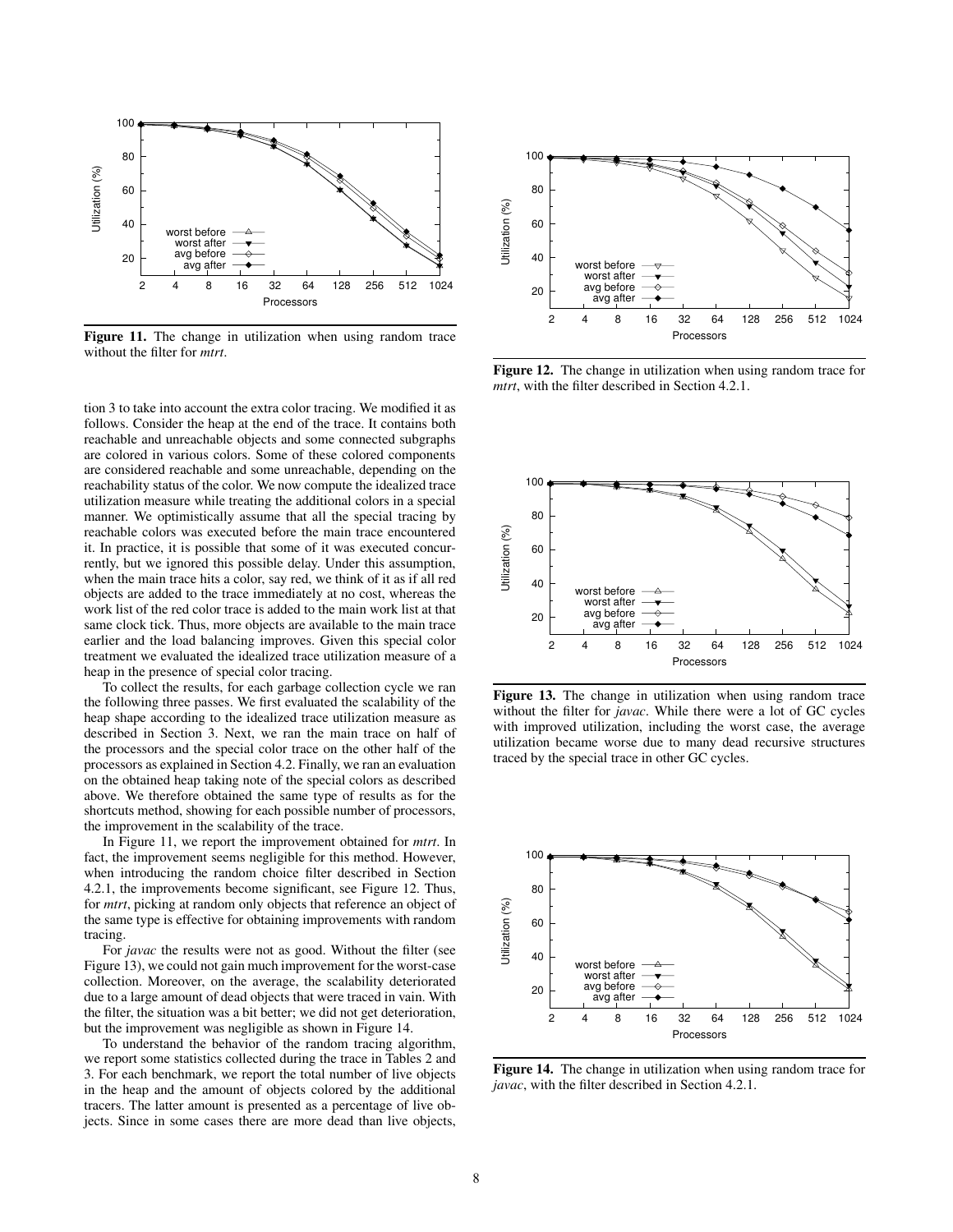Figure 11. The change in utilization when using random trace without the filter for *mtrt*.

Figure 12. The change in utilization when using random trace for *mtrt*, with the filter described in Section 4.2.1.

tion 3 to take into account the extra color tracing. We modified it as follows. Consider the heap at the end of the trace. It contains both reachable and unreachable objects and some connected subgraphs are colored in various colors. Some of these colored components are considered reachable and some unreachable, depending on the reachability status of the color. We now compute the idealized trace utilization measure while treating the additional colors in a special manner. We optimistically assume that all the special tracing by reachable colors was executed before the main trace encountered it. In practice, it is possible that some of it was executed concurrently, but we ignored this possible delay. Under this assumption, when the main trace hits a color, say red, we think of it as if all red objects are added to the trace immediately at no cost, whereas the work list of the red color trace is added to the main work list at that same clock tick. Thus, more objects are available to the main trace earlier and the load balancing improves. Given this special color treatment we evaluated the idealized trace utilization measure of a heap in the presence of special color tracing.

To collect the results, for each garbage collection cycle we ran the following three passes. We first evaluated the scalability of the heap shape according to the idealized trace utilization measure as described in Section 3. Next, we ran the main trace on half of the processors and the special color trace on the other half of the processors as explained in Section 4.2. Finally, we ran an evaluation on the obtained heap taking note of the special colors as described above. We therefore obtained the same type of results as for the shortcuts method, showing for each possible number of processors, the improvement in the scalability of the trace.

In Figure 11, we report the improvement obtained for *mtrt*. In fact, the improvement seems negligible for this method. However, when introducing the random choice filter described in Section 4.2.1, the improvements become significant, see Figure 12. Thus, for *mtrt*, picking at random only objects that reference an object of the same type is effective for obtaining improvements with random tracing.

For *javac* the results were not as good. Without the filter (see Figure 13), we could not gain much improvement for the worst-case collection. Moreover, on the average, the scalability deteriorated due to a large amount of dead objects that were traced in vain. With the filter, the situation was a bit better; we did not get deterioration, but the improvement was negligible as shown in Figure 14.

To understand the behavior of the random tracing algorithm, we report some statistics collected during the trace in Tables 2 and 3. For each benchmark, we report the total number of live objects in the heap and the amount of objects colored by the additional tracers. The latter amount is presented as a percentage of live objects. Since in some cases there are more dead than live objects,

Figure 13. The change in utilization when using random trace without the filter for *javac*. While there were a lot of GC cycles with improved utilization, including the worst case, the average utilization became worse due to many dead recursive structures traced by the special trace in other GC cycles.

Figure 14. The change in utilization when using random trace for *javac*, with the filter described in Section 4.2.1.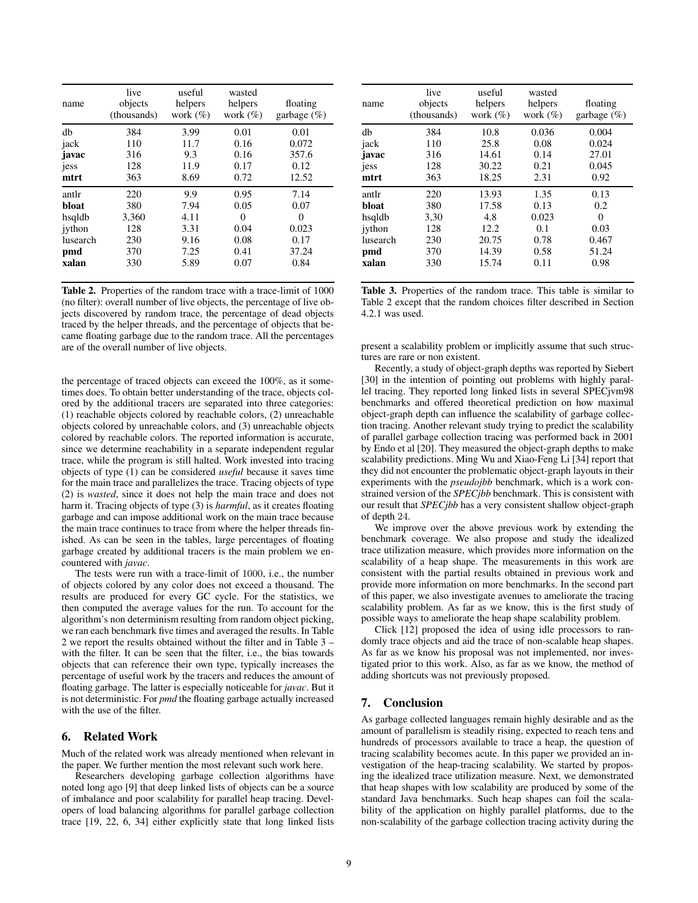| name | live objects (thousands) | useful helpers work (%) | wasted helpers work (%) | floating garbage (%) |
|---|---|---|---|---|
| db | 384 | 3.99 | 0.01 | 0.01 |
| jack | 110 | 11.7 | 0.16 | 0.072 |
| **javac** | 316 | 9.3 | 0.16 | 357.6 |
| jess | 128 | 11.9 | 0.17 | 0.12 |
| **mtrt** | 363 | 8.69 | 0.72 | 12.52 |
| antlr | 220 | 9.9 | 0.95 | 7.14 |
| **bloat** | 380 | 7.94 | 0.05 | 0.07 |
| hsqldb | 3,360 | 4.11 | 0 | 0 |
| jython | 128 | 3.31 | 0.04 | 0.023 |
| lusearch | 230 | 9.16 | 0.08 | 0.17 |
| **pmd** | 370 | 7.25 | 0.41 | 37.24 |
| **xalan** | 330 | 5.89 | 0.07 | 0.84 |

**Table 2.** Properties of the random trace with a trace-limit of 1000 (no filter): overall number of live objects, the percentage of live objects discovered by random trace, the percentage of dead objects traced by the helper threads, and the percentage of objects that became floating garbage due to the random trace. All the percentages are of the overall number of live objects.

the percentage of traced objects can exceed the 100%, as it sometimes does. To obtain better understanding of the trace, objects colored by the additional tracers are separated into three categories: (1) reachable objects colored by reachable colors, (2) unreachable objects colored by unreachable colors, and (3) unreachable objects colored by reachable colors. The reported information is accurate, since we determine reachability in a separate independent regular trace, while the program is still halted. Work invested into tracing objects of type (1) can be considered *useful* because it saves time for the main trace and parallelizes the trace. Tracing objects of type (2) is *wasted*, since it does not help the main trace and does not harm it. Tracing objects of type (3) is *harmful*, as it creates floating garbage and can impose additional work on the main trace because the main trace continues to trace from where the helper threads finished. As can be seen in the tables, large percentages of floating garbage created by additional tracers is the main problem we encountered with *javac*.

The tests were run with a trace-limit of 1000, i.e., the number of objects colored by any color does not exceed a thousand. The results are produced for every GC cycle. For the statistics, we then computed the average values for the run. To account for the algorithm's non determinism resulting from random object picking, we ran each benchmark five times and averaged the results. In Table 2 we report the results obtained without the filter and in Table 3 – with the filter. It can be seen that the filter, i.e., the bias towards objects that can reference their own type, typically increases the percentage of useful work by the tracers and reduces the amount of floating garbage. The latter is especially noticeable for *javac*. But it is not deterministic. For *pmd* the floating garbage actually increased with the use of the filter.

## 6. Related Work

Much of the related work was already mentioned when relevant in the paper. We further mention the most relevant such work here.

Researchers developing garbage collection algorithms have noted long ago [9] that deep linked lists of objects can be a source of imbalance and poor scalability for parallel heap tracing. Developers of load balancing algorithms for parallel garbage collection trace [19, 22, 6, 34] either explicitly state that long linked lists

| name | live objects (thousands) | useful helpers work (%) | wasted helpers work (%) | floating garbage (%) |
|---|---|---|---|---|
| db | 384 | 10.8 | 0.036 | 0.004 |
| jack | 110 | 25.8 | 0.08 | 0.024 |
| **javac** | 316 | 14.61 | 0.14 | 27.01 |
| jess | 128 | 30.22 | 0.21 | 0.045 |
| **mtrt** | 363 | 18.25 | 2.31 | 0.92 |
| antlr | 220 | 13.93 | 1.35 | 0.13 |
| **bloat** | 380 | 17.58 | 0.13 | 0.2 |
| hsqldb | 3,30 | 4.8 | 0.023 | 0 |
| jython | 128 | 12.2 | 0.1 | 0.03 |
| lusearch | 230 | 20.75 | 0.78 | 0.467 |
| **pmd** | 370 | 14.39 | 0.58 | 51.24 |
| **xalan** | 330 | 15.74 | 0.11 | 0.98 |

**Table 3.** Properties of the random trace. This table is similar to Table 2 except that the random choices filter described in Section 4.2.1 was used.

present a scalability problem or implicitly assume that such structures are rare or non existent.

Recently, a study of object-graph depths was reported by Siebert [30] in the intention of pointing out problems with highly parallel tracing. They reported long linked lists in several SPECjvm98 benchmarks and offered theoretical prediction on how maximal object-graph depth can influence the scalability of garbage collection tracing. Another relevant study trying to predict the scalability of parallel garbage collection tracing was performed back in 2001 by Endo et al [20]. They measured the object-graph depths to make scalability predictions. Ming Wu and Xiao-Feng Li [34] report that they did not encounter the problematic object-graph layouts in their experiments with the *pseudojbb* benchmark, which is a work constrained version of the *SPECjbb* benchmark. This is consistent with our result that *SPECjbb* has a very consistent shallow object-graph of depth 24.

We improve over the above previous work by extending the benchmark coverage. We also propose and study the idealized trace utilization measure, which provides more information on the scalability of a heap shape. The measurements in this work are consistent with the partial results obtained in previous work and provide more information on more benchmarks. In the second part of this paper, we also investigate avenues to ameliorate the tracing scalability problem. As far as we know, this is the first study of possible ways to ameliorate the heap shape scalability problem.

Click [12] proposed the idea of using idle processors to randomly trace objects and aid the trace of non-scalable heap shapes. As far as we know his proposal was not implemented, nor investigated prior to this work. Also, as far as we know, the method of adding shortcuts was not previously proposed.

## 7. Conclusion

As garbage collected languages remain highly desirable and as the amount of parallelism is steadily rising, expected to reach tens and hundreds of processors available to trace a heap, the question of tracing scalability becomes acute. In this paper we provided an investigation of the heap-tracing scalability. We started by proposing the idealized trace utilization measure. Next, we demonstrated that heap shapes with low scalability are produced by some of the standard Java benchmarks. Such heap shapes can foil the scalability of the application on highly parallel platforms, due to the non-scalability of the garbage collection tracing activity during the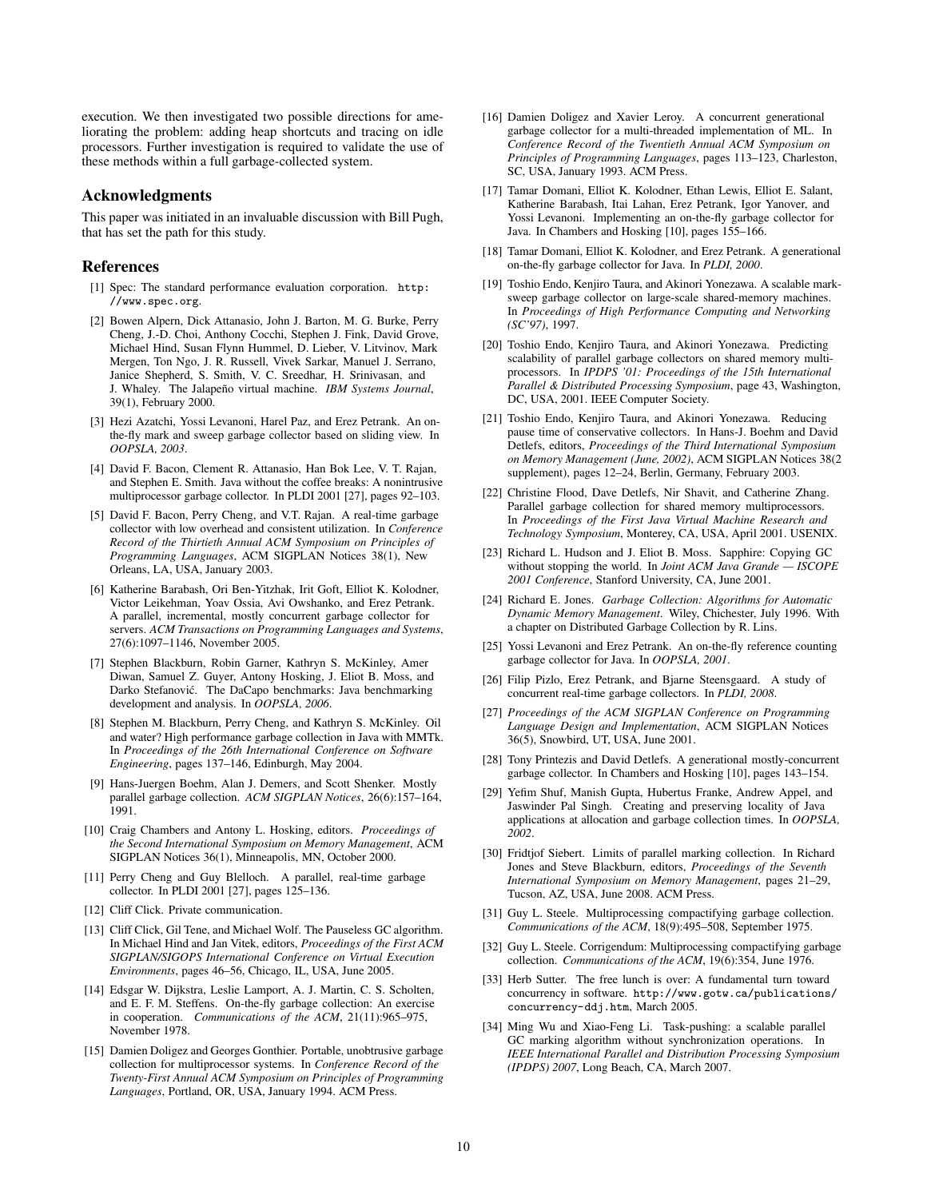execution. We then investigated two possible directions for ameliorating the problem: adding heap shortcuts and tracing on idle processors. Further investigation is required to validate the use of these methods within a full garbage-collected system.

## Acknowledgments

This paper was initiated in an invaluable discussion with Bill Pugh, that has set the path for this study.

## References

[1] Spec: The standard performance evaluation corporation. `http://www.spec.org`.

[2] Bowen Alpern, Dick Attanasio, John J. Barton, M. G. Burke, Perry Cheng, J.-D. Choi, Anthony Cocchi, Stephen J. Fink, David Grove, Michael Hind, Susan Flynn Hummel, D. Lieber, V. Litvinov, Mark Mergen, Ton Ngo, J. R. Russell, Vivek Sarkar, Manuel J. Serrano, Janice Shepherd, S. Smith, V. C. Sreedhar, H. Srinivasan, and J. Whaley. The Jalapeño virtual machine. *IBM Systems Journal*, 39(1), February 2000.

[3] Hezi Azatchi, Yossi Levanoni, Harel Paz, and Erez Petrank. An on-the-fly mark and sweep garbage collector based on sliding view. In *OOPSLA, 2003*.

[4] David F. Bacon, Clement R. Attanasio, Han Bok Lee, V. T. Rajan, and Stephen E. Smith. Java without the coffee breaks: A nonintrusive multiprocessor garbage collector. In PLDI 2001 [27], pages 92–103.

[5] David F. Bacon, Perry Cheng, and V.T. Rajan. A real-time garbage collector with low overhead and consistent utilization. In *Conference Record of the Thirtieth Annual ACM Symposium on Principles of Programming Languages*, ACM SIGPLAN Notices 38(1), New Orleans, LA, USA, January 2003.

[6] Katherine Barabash, Ori Ben-Yitzhak, Irit Goft, Elliot K. Kolodner, Victor Leikehman, Yoav Ossia, Avi Owshanko, and Erez Petrank. A parallel, incremental, mostly concurrent garbage collector for servers. *ACM Transactions on Programming Languages and Systems*, 27(6):1097–1146, November 2005.

[7] Stephen Blackburn, Robin Garner, Kathryn S. McKinley, Amer Diwan, Samuel Z. Guyer, Antony Hosking, J. Eliot B. Moss, and Darko Stefanović. The DaCapo benchmarks: Java benchmarking development and analysis. In *OOPSLA, 2006*.

[8] Stephen M. Blackburn, Perry Cheng, and Kathryn S. McKinley. Oil and water? High performance garbage collection in Java with MMTk. In *Proceedings of the 26th International Conference on Software Engineering*, pages 137–146, Edinburgh, May 2004.

[9] Hans-Juergen Boehm, Alan J. Demers, and Scott Shenker. Mostly parallel garbage collection. *ACM SIGPLAN Notices*, 26(6):157–164, 1991.

[10] Craig Chambers and Antony L. Hosking, editors. *Proceedings of the Second International Symposium on Memory Management*, ACM SIGPLAN Notices 36(1), Minneapolis, MN, October 2000.

[11] Perry Cheng and Guy Blelloch. A parallel, real-time garbage collector. In PLDI 2001 [27], pages 125–136.

[12] Cliff Click. Private communication.

[13] Cliff Click, Gil Tene, and Michael Wolf. The Pauseless GC algorithm. In Michael Hind and Jan Vitek, editors, *Proceedings of the First ACM SIGPLAN/SIGOPS International Conference on Virtual Execution Environments*, pages 46–56, Chicago, IL, USA, June 2005.

[14] Edsgar W. Dijkstra, Leslie Lamport, A. J. Martin, C. S. Scholten, and E. F. M. Steffens. On-the-fly garbage collection: An exercise in cooperation. *Communications of the ACM*, 21(11):965–975, November 1978.

[15] Damien Doligez and Georges Gonthier. Portable, unobtrusive garbage collection for multiprocessor systems. In *Conference Record of the Twenty-First Annual ACM Symposium on Principles of Programming Languages*, Portland, OR, USA, January 1994. ACM Press.

[16] Damien Doligez and Xavier Leroy. A concurrent generational garbage collector for a multi-threaded implementation of ML. In *Conference Record of the Twentieth Annual ACM Symposium on Principles of Programming Languages*, pages 113–123, Charleston, SC, USA, January 1993. ACM Press.

[17] Tamar Domani, Elliot K. Kolodner, Ethan Lewis, Elliot E. Salant, Katherine Barabash, Itai Lahan, Erez Petrank, Igor Yanover, and Yossi Levanoni. Implementing an on-the-fly garbage collector for Java. In Chambers and Hosking [10], pages 155–166.

[18] Tamar Domani, Elliot K. Kolodner, and Erez Petrank. A generational on-the-fly garbage collector for Java. In *PLDI, 2000*.

[19] Toshio Endo, Kenjiro Taura, and Akinori Yonezawa. A scalable mark-sweep garbage collector on large-scale shared-memory machines. In *Proceedings of High Performance Computing and Networking (SC'97)*, 1997.

[20] Toshio Endo, Kenjiro Taura, and Akinori Yonezawa. Predicting scalability of parallel garbage collectors on shared memory multiprocessors. In *IPDPS '01: Proceedings of the 15th International Parallel & Distributed Processing Symposium*, page 43, Washington, DC, USA, 2001. IEEE Computer Society.

[21] Toshio Endo, Kenjiro Taura, and Akinori Yonezawa. Reducing pause time of conservative collectors. In Hans-J. Boehm and David Detlefs, editors, *Proceedings of the Third International Symposium on Memory Management (June, 2002)*, ACM SIGPLAN Notices 38(2 supplement), pages 12–24, Berlin, Germany, February 2003.

[22] Christine Flood, Dave Detlefs, Nir Shavit, and Catherine Zhang. Parallel garbage collection for shared memory multiprocessors. In *Proceedings of the First Java Virtual Machine Research and Technology Symposium*, Monterey, CA, USA, April 2001. USENIX.

[23] Richard L. Hudson and J. Eliot B. Moss. Sapphire: Copying GC without stopping the world. In *Joint ACM Java Grande — ISCOPE 2001 Conference*, Stanford University, CA, June 2001.

[24] Richard E. Jones. *Garbage Collection: Algorithms for Automatic Dynamic Memory Management*. Wiley, Chichester, July 1996. With a chapter on Distributed Garbage Collection by R. Lins.

[25] Yossi Levanoni and Erez Petrank. An on-the-fly reference counting garbage collector for Java. In *OOPSLA, 2001*.

[26] Filip Pizlo, Erez Petrank, and Bjarne Steensgaard. A study of concurrent real-time garbage collectors. In *PLDI, 2008*.

[27] *Proceedings of the ACM SIGPLAN Conference on Programming Language Design and Implementation*, ACM SIGPLAN Notices 36(5), Snowbird, UT, USA, June 2001.

[28] Tony Printezis and David Detlefs. A generational mostly-concurrent garbage collector. In Chambers and Hosking [10], pages 143–154.

[29] Yefim Shuf, Manish Gupta, Hubertus Franke, Andrew Appel, and Jaswinder Pal Singh. Creating and preserving locality of Java applications at allocation and garbage collection times. In *OOPSLA, 2002*.

[30] Fridtjof Siebert. Limits of parallel marking collection. In Richard Jones and Steve Blackburn, editors, *Proceedings of the Seventh International Symposium on Memory Management*, pages 21–29, Tucson, AZ, USA, June 2008. ACM Press.

[31] Guy L. Steele. Multiprocessing compactifying garbage collection. *Communications of the ACM*, 18(9):495–508, September 1975.

[32] Guy L. Steele. Corrigendum: Multiprocessing compactifying garbage collection. *Communications of the ACM*, 19(6):354, June 1976.

[33] Herb Sutter. The free lunch is over: A fundamental turn toward concurrency in software. `http://www.gotw.ca/publications/concurrency-ddj.htm`, March 2005.

[34] Ming Wu and Xiao-Feng Li. Task-pushing: a scalable parallel GC marking algorithm without synchronization operations. In *IEEE International Parallel and Distribution Processing Symposium (IPDPS) 2007*, Long Beach, CA, March 2007.